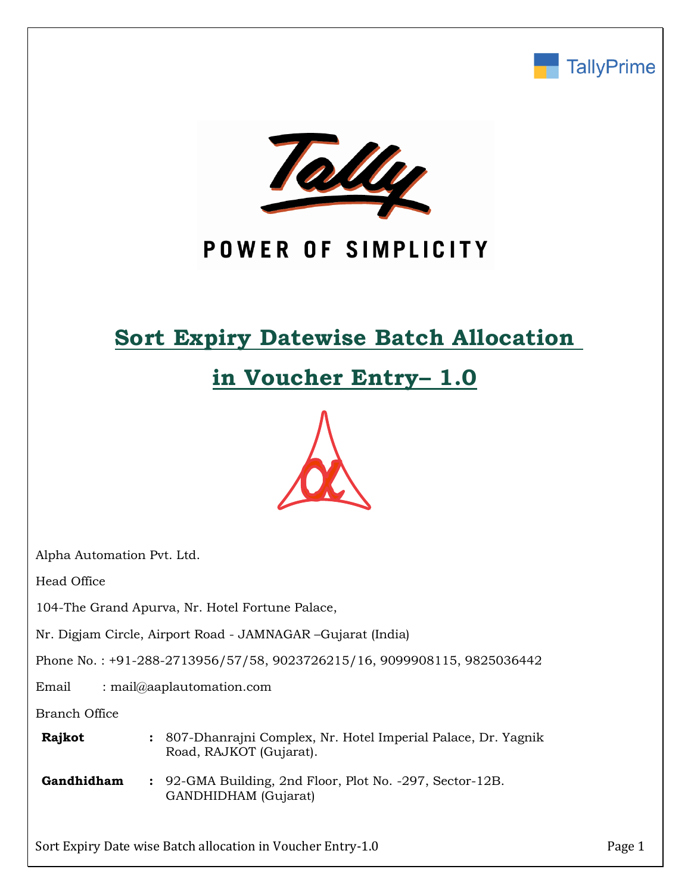TallyPrime

Tally

POWER OF SIMPLICITY

# Sort Expiry Datewise Batch Allocation in Voucher Entry– 1.0

Alpha Automation Pvt. Ltd.

Head Office

104-The Grand Apurva, Nr. Hotel Fortune Palace,

Nr. Digjam Circle, Airport Road - JAMNAGAR –Gujarat (India)

Phone No. : +91-288-2713956/57/58, 9023726215/16, 9099908115, 9825036442

Email : mail@aaplautomation.com

Branch Office

| | | |
|---|---|---|
| **Rajkot** | : | 807-Dhanrajni Complex, Nr. Hotel Imperial Palace, Dr. Yagnik Road, RAJKOT (Gujarat). |
| **Gandhidham** | : | 92-GMA Building, 2nd Floor, Plot No. -297, Sector-12B. GANDHIDHAM (Gujarat) |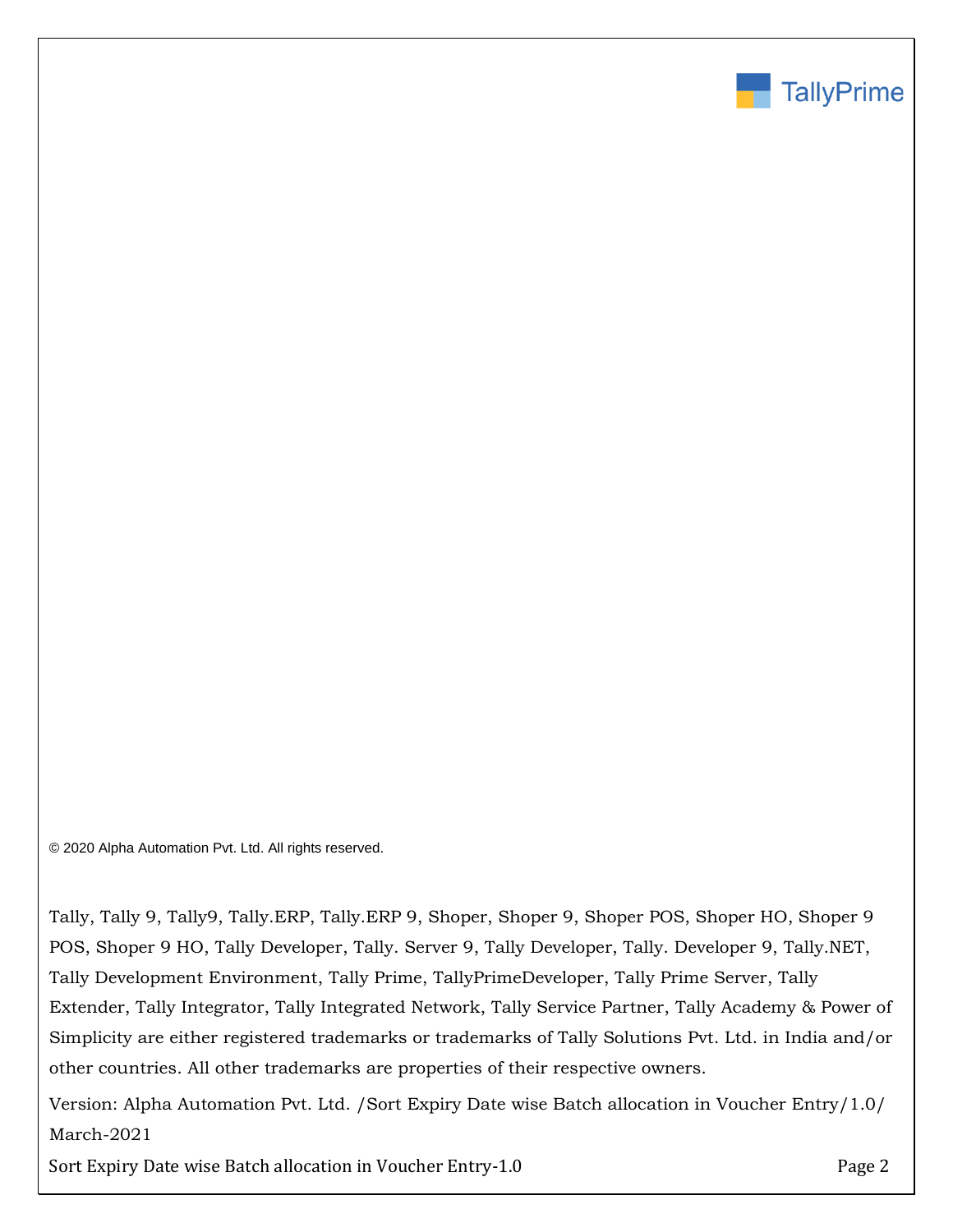© 2020 Alpha Automation Pvt. Ltd. All rights reserved.

Tally, Tally 9, Tally9, Tally.ERP, Tally.ERP 9, Shoper, Shoper 9, Shoper POS, Shoper HO, Shoper 9 POS, Shoper 9 HO, Tally Developer, Tally. Server 9, Tally Developer, Tally. Developer 9, Tally.NET, Tally Development Environment, Tally Prime, TallyPrimeDeveloper, Tally Prime Server, Tally Extender, Tally Integrator, Tally Integrated Network, Tally Service Partner, Tally Academy & Power of Simplicity are either registered trademarks or trademarks of Tally Solutions Pvt. Ltd. in India and/or other countries. All other trademarks are properties of their respective owners.

Version: Alpha Automation Pvt. Ltd. /Sort Expiry Date wise Batch allocation in Voucher Entry/1.0/ March-2021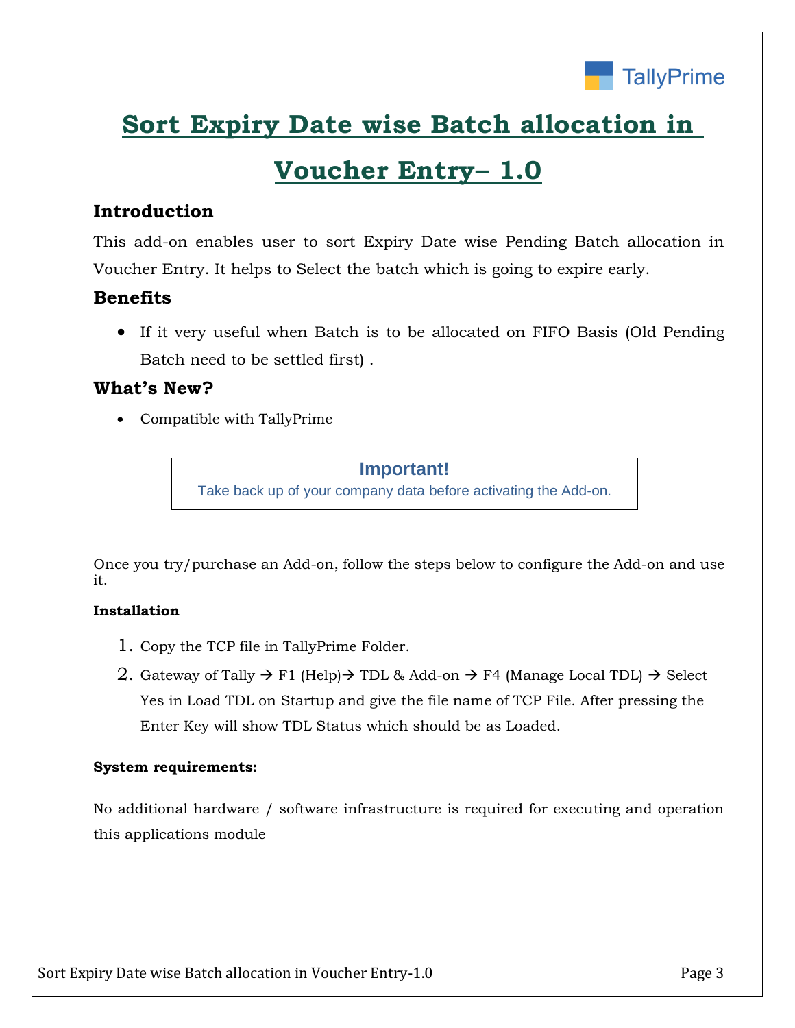# Sort Expiry Date wise Batch allocation in Voucher Entry– 1.0

## Introduction

This add-on enables user to sort Expiry Date wise Pending Batch allocation in Voucher Entry. It helps to Select the batch which is going to expire early.

## Benefits

- If it very useful when Batch is to be allocated on FIFO Basis (Old Pending Batch need to be settled first) .

## What's New?

- Compatible with TallyPrime

**Important!**

Take back up of your company data before activating the Add-on.

Once you try/purchase an Add-on, follow the steps below to configure the Add-on and use it.

**Installation**

1. Copy the TCP file in TallyPrime Folder.
2. Gateway of Tally → F1 (Help)→ TDL & Add-on → F4 (Manage Local TDL) → Select Yes in Load TDL on Startup and give the file name of TCP File. After pressing the Enter Key will show TDL Status which should be as Loaded.

**System requirements:**

No additional hardware / software infrastructure is required for executing and operation this applications module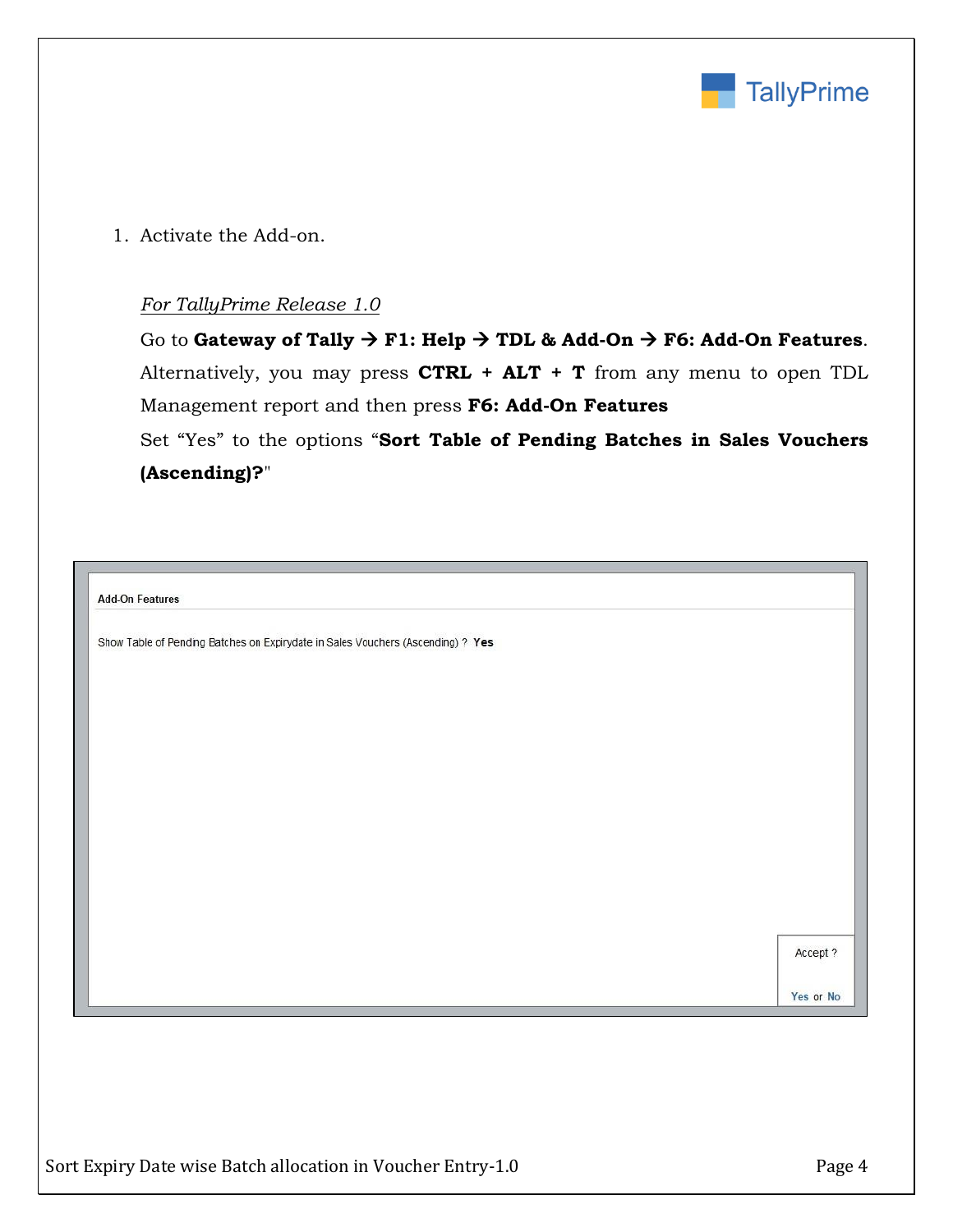1. Activate the Add-on.

   *For TallyPrime Release 1.0*

   Go to **Gateway of Tally → F1: Help → TDL & Add-On → F6: Add-On Features**. Alternatively, you may press **CTRL + ALT + T** from any menu to open TDL Management report and then press **F6: Add-On Features**

   Set "Yes" to the options "**Sort Table of Pending Batches in Sales Vouchers (Ascending)?**"

Add-On Features

Show Table of Pending Batches on Expirydate in Sales Vouchers (Ascending) ? **Yes**

Accept ?

Yes or No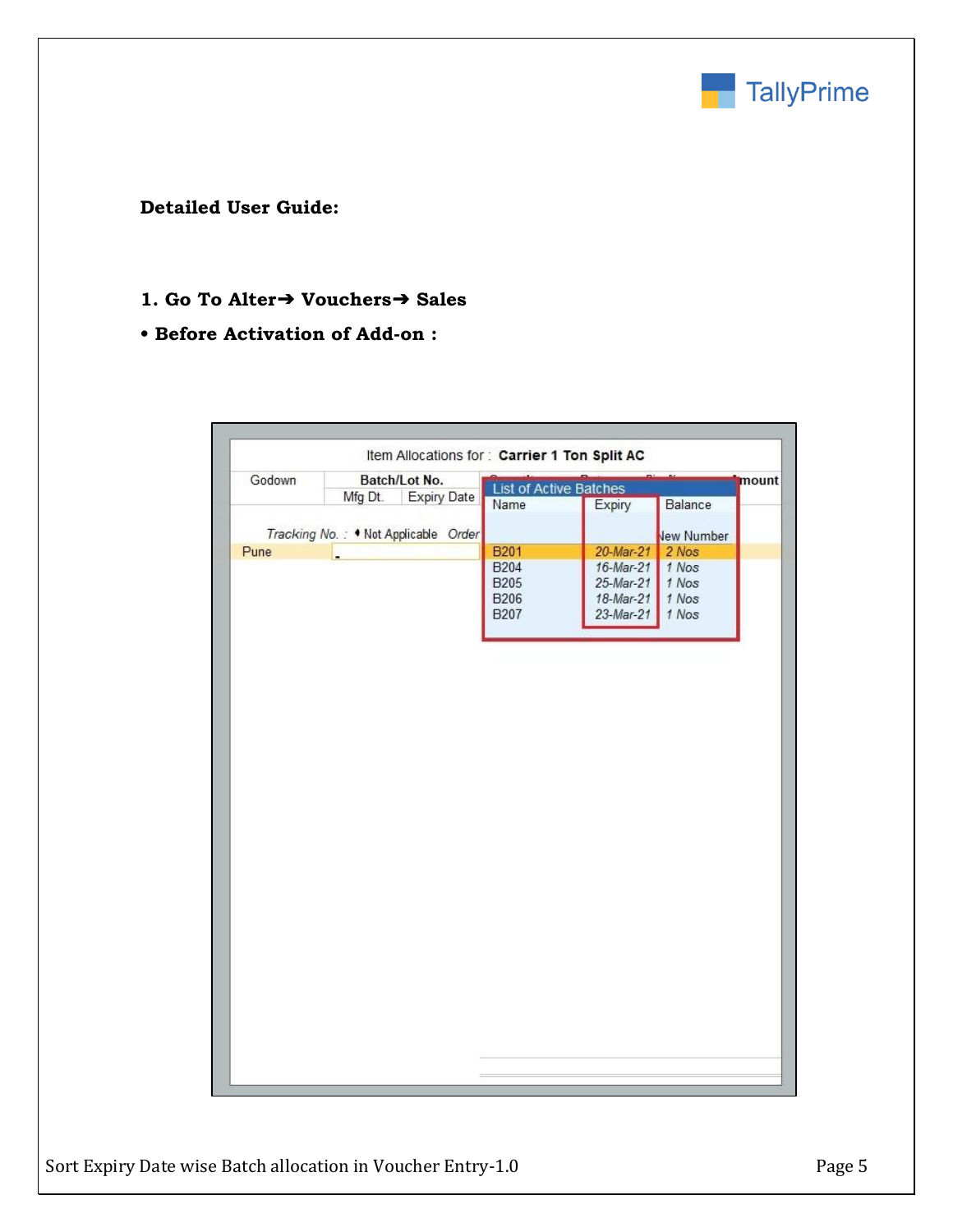**Detailed User Guide:**

**1. Go To Alter➔ Vouchers➔ Sales**

- **Before Activation of Add-on :**

Item Allocations for : **Carrier 1 Ton Split AC**

| Godown | Batch/Lot No. | |
|---|---|---|
| | Mfg Dt. | Expiry Date |

*Tracking No. :* ♦ Not Applicable *Order*

Pune

**List of Active Batches**

| Name | Expiry | Balance |
|---|---|---|
| | | New Number |
| B201 | 20-Mar-21 | 2 Nos |
| B204 | 16-Mar-21 | 1 Nos |
| B205 | 25-Mar-21 | 1 Nos |
| B206 | 18-Mar-21 | 1 Nos |
| B207 | 23-Mar-21 | 1 Nos |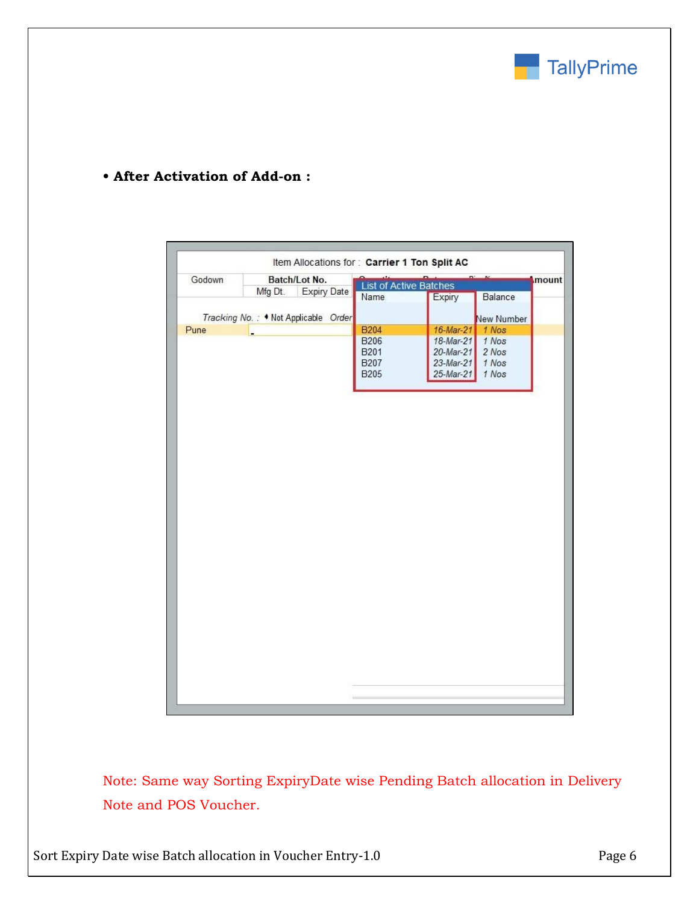- **After Activation of Add-on :**

Item Allocations for : **Carrier 1 Ton Split AC**

| Godown | Batch/Lot No. | | Amount |
|---|---|---|---|
| | Mfg Dt. | Expiry Date | |

Tracking No. : Not Applicable Order

Pune

**List of Active Batches**

| Name | Expiry | Balance |
|---|---|---|
| | | New Number |
| B204 | 16-Mar-21 | 1 Nos |
| B206 | 18-Mar-21 | 1 Nos |
| B201 | 20-Mar-21 | 2 Nos |
| B207 | 23-Mar-21 | 1 Nos |
| B205 | 25-Mar-21 | 1 Nos |

Note: Same way Sorting ExpiryDate wise Pending Batch allocation in Delivery Note and POS Voucher.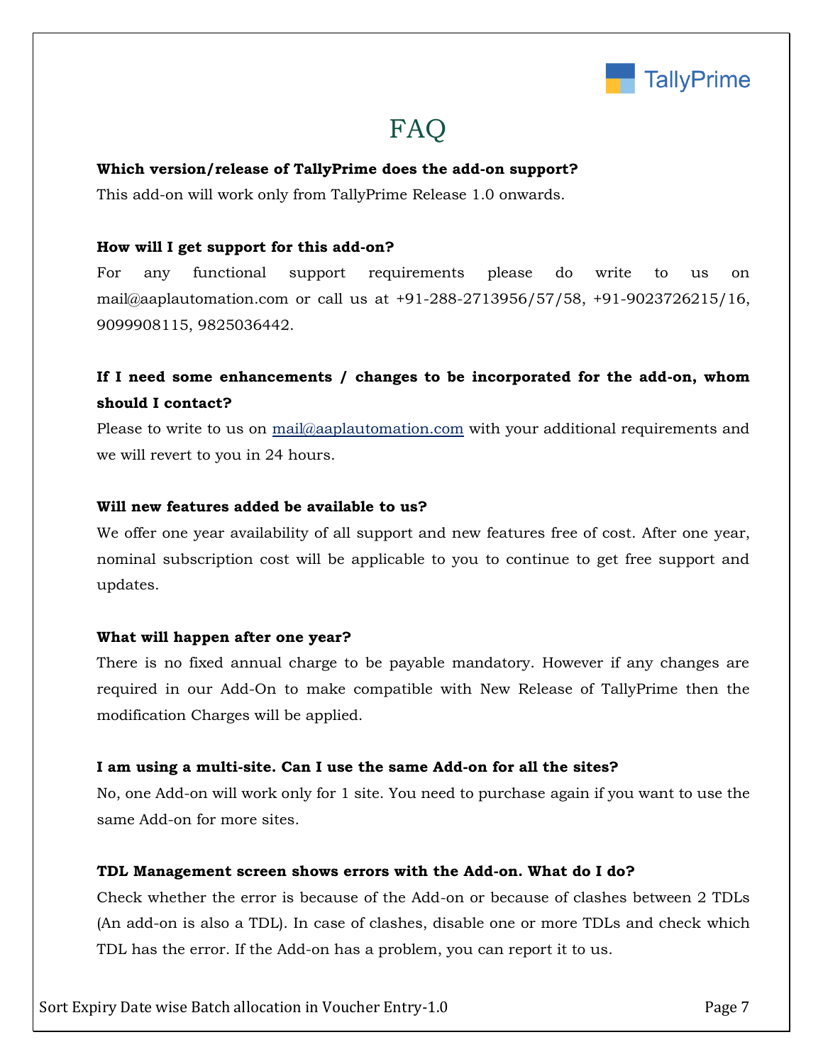# FAQ

**Which version/release of TallyPrime does the add-on support?**

This add-on will work only from TallyPrime Release 1.0 onwards.

**How will I get support for this add-on?**

For any functional support requirements please do write to us on mail@aaplautomation.com or call us at +91-288-2713956/57/58, +91-9023726215/16, 9099908115, 9825036442.

**If I need some enhancements / changes to be incorporated for the add-on, whom should I contact?**

Please to write to us on mail@aaplautomation.com with your additional requirements and we will revert to you in 24 hours.

**Will new features added be available to us?**

We offer one year availability of all support and new features free of cost. After one year, nominal subscription cost will be applicable to you to continue to get free support and updates.

**What will happen after one year?**

There is no fixed annual charge to be payable mandatory. However if any changes are required in our Add-On to make compatible with New Release of TallyPrime then the modification Charges will be applied.

**I am using a multi-site. Can I use the same Add-on for all the sites?**

No, one Add-on will work only for 1 site. You need to purchase again if you want to use the same Add-on for more sites.

**TDL Management screen shows errors with the Add-on. What do I do?**

Check whether the error is because of the Add-on or because of clashes between 2 TDLs (An add-on is also a TDL). In case of clashes, disable one or more TDLs and check which TDL has the error. If the Add-on has a problem, you can report it to us.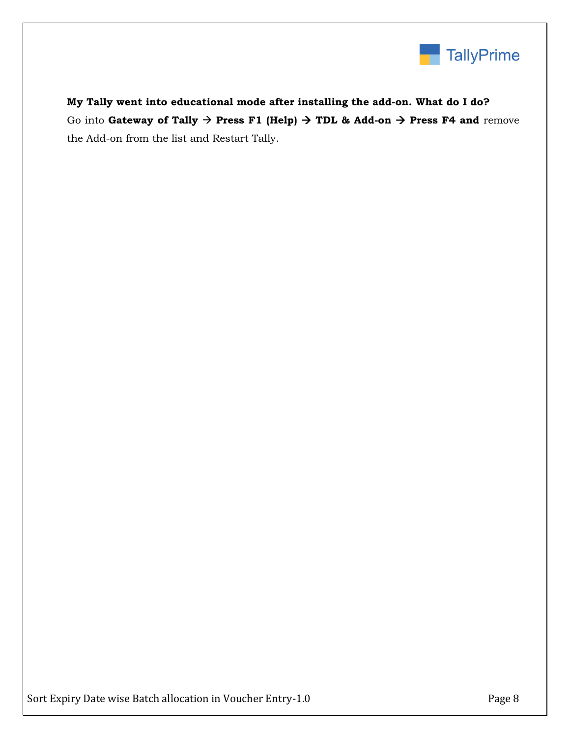**My Tally went into educational mode after installing the add-on. What do I do?**

Go into **Gateway of Tally → Press F1 (Help) → TDL & Add-on → Press F4 and** remove the Add-on from the list and Restart Tally.